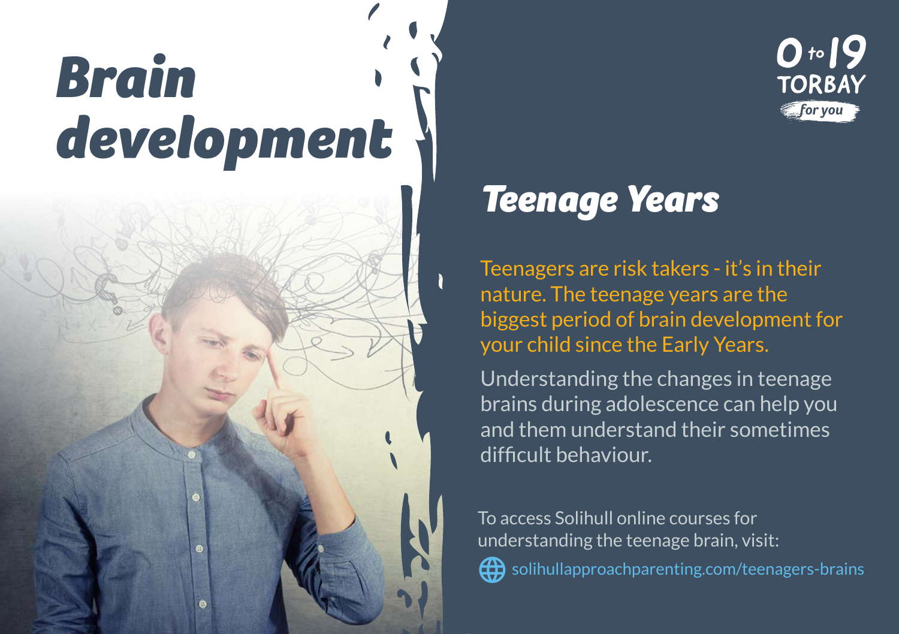# Brain development

0 to 19 TORBAY *for you*

## Teenage Years

Teenagers are risk takers - it's in their nature. The teenage years are the biggest period of brain development for your child since the Early Years.

Understanding the changes in teenage brains during adolescence can help you and them understand their sometimes difficult behaviour.

To access Solihull online courses for understanding the teenage brain, visit:

solihullapproachparenting.com/teenagers-brains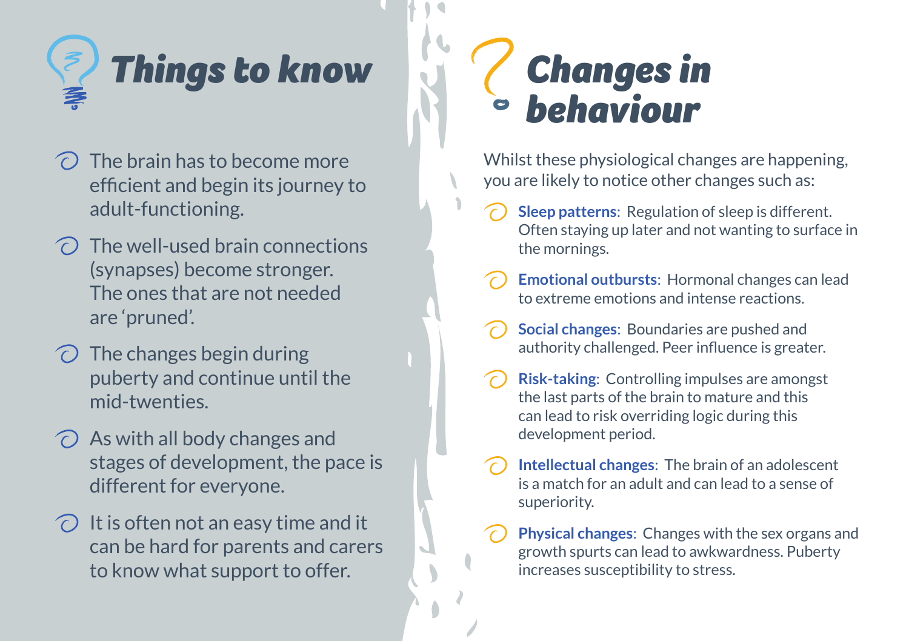## Things to know

- The brain has to become more efficient and begin its journey to adult-functioning.
- The well-used brain connections (synapses) become stronger. The ones that are not needed are 'pruned'.
- The changes begin during puberty and continue until the mid-twenties.
- As with all body changes and stages of development, the pace is different for everyone.
- It is often not an easy time and it can be hard for parents and carers to know what support to offer.

## Changes in behaviour

Whilst these physiological changes are happening, you are likely to notice other changes such as:

- **Sleep patterns**: Regulation of sleep is different. Often staying up later and not wanting to surface in the mornings.
- **Emotional outbursts**: Hormonal changes can lead to extreme emotions and intense reactions.
- **Social changes**: Boundaries are pushed and authority challenged. Peer influence is greater.
- **Risk-taking**: Controlling impulses are amongst the last parts of the brain to mature and this can lead to risk overriding logic during this development period.
- **Intellectual changes**: The brain of an adolescent is a match for an adult and can lead to a sense of superiority.
- **Physical changes**: Changes with the sex organs and growth spurts can lead to awkwardness. Puberty increases susceptibility to stress.